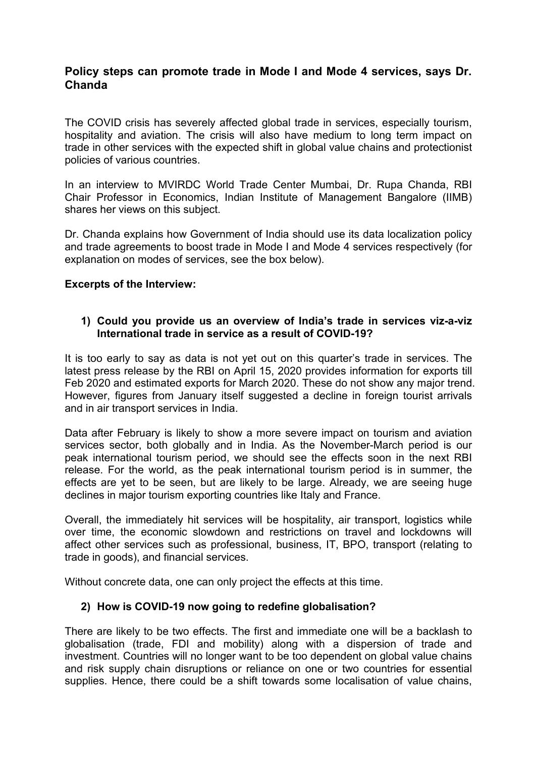## Policy steps can promote trade in Mode I and Mode 4 services, says Dr. Chanda

The COVID crisis has severely affected global trade in services, especially tourism, hospitality and aviation. The crisis will also have medium to long term impact on trade in other services with the expected shift in global value chains and protectionist policies of various countries.

In an interview to MVIRDC World Trade Center Mumbai, Dr. Rupa Chanda, RBI Chair Professor in Economics, Indian Institute of Management Bangalore (IIMB) shares her views on this subject.

Dr. Chanda explains how Government of India should use its data localization policy and trade agreements to boost trade in Mode I and Mode 4 services respectively (for explanation on modes of services, see the box below).

**Excerpts of the Interview:**

**1) Could you provide us an overview of India's trade in services viz-a-viz International trade in service as a result of COVID-19?**

It is too early to say as data is not yet out on this quarter's trade in services. The latest press release by the RBI on April 15, 2020 provides information for exports till Feb 2020 and estimated exports for March 2020. These do not show any major trend. However, figures from January itself suggested a decline in foreign tourist arrivals and in air transport services in India.

Data after February is likely to show a more severe impact on tourism and aviation services sector, both globally and in India. As the November-March period is our peak international tourism period, we should see the effects soon in the next RBI release. For the world, as the peak international tourism period is in summer, the effects are yet to be seen, but are likely to be large. Already, we are seeing huge declines in major tourism exporting countries like Italy and France.

Overall, the immediately hit services will be hospitality, air transport, logistics while over time, the economic slowdown and restrictions on travel and lockdowns will affect other services such as professional, business, IT, BPO, transport (relating to trade in goods), and financial services.

Without concrete data, one can only project the effects at this time.

**2) How is COVID-19 now going to redefine globalisation?**

There are likely to be two effects. The first and immediate one will be a backlash to globalisation (trade, FDI and mobility) along with a dispersion of trade and investment. Countries will no longer want to be too dependent on global value chains and risk supply chain disruptions or reliance on one or two countries for essential supplies. Hence, there could be a shift towards some localisation of value chains,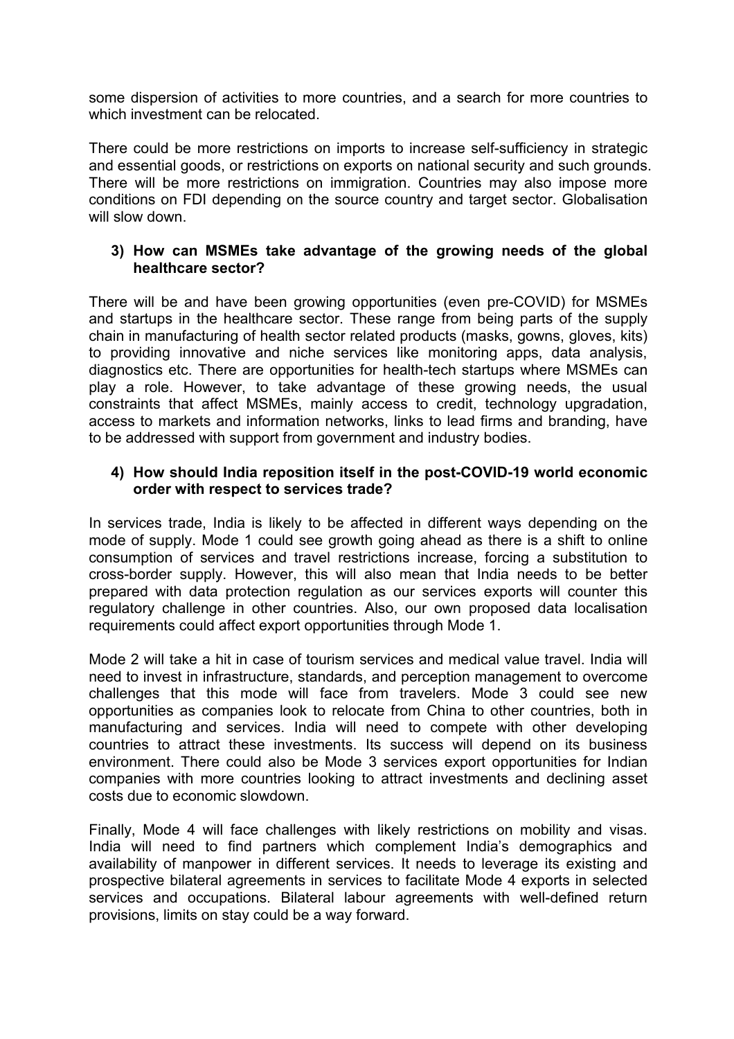some dispersion of activities to more countries, and a search for more countries to which investment can be relocated.

There could be more restrictions on imports to increase self-sufficiency in strategic and essential goods, or restrictions on exports on national security and such grounds. There will be more restrictions on immigration. Countries may also impose more conditions on FDI depending on the source country and target sector. Globalisation will slow down.

3) **How can MSMEs take advantage of the growing needs of the global healthcare sector?**

There will be and have been growing opportunities (even pre-COVID) for MSMEs and startups in the healthcare sector. These range from being parts of the supply chain in manufacturing of health sector related products (masks, gowns, gloves, kits) to providing innovative and niche services like monitoring apps, data analysis, diagnostics etc. There are opportunities for health-tech startups where MSMEs can play a role. However, to take advantage of these growing needs, the usual constraints that affect MSMEs, mainly access to credit, technology upgradation, access to markets and information networks, links to lead firms and branding, have to be addressed with support from government and industry bodies.

4) **How should India reposition itself in the post-COVID-19 world economic order with respect to services trade?**

In services trade, India is likely to be affected in different ways depending on the mode of supply. Mode 1 could see growth going ahead as there is a shift to online consumption of services and travel restrictions increase, forcing a substitution to cross-border supply. However, this will also mean that India needs to be better prepared with data protection regulation as our services exports will counter this regulatory challenge in other countries. Also, our own proposed data localisation requirements could affect export opportunities through Mode 1.

Mode 2 will take a hit in case of tourism services and medical value travel. India will need to invest in infrastructure, standards, and perception management to overcome challenges that this mode will face from travelers. Mode 3 could see new opportunities as companies look to relocate from China to other countries, both in manufacturing and services. India will need to compete with other developing countries to attract these investments. Its success will depend on its business environment. There could also be Mode 3 services export opportunities for Indian companies with more countries looking to attract investments and declining asset costs due to economic slowdown.

Finally, Mode 4 will face challenges with likely restrictions on mobility and visas. India will need to find partners which complement India's demographics and availability of manpower in different services. It needs to leverage its existing and prospective bilateral agreements in services to facilitate Mode 4 exports in selected services and occupations. Bilateral labour agreements with well-defined return provisions, limits on stay could be a way forward.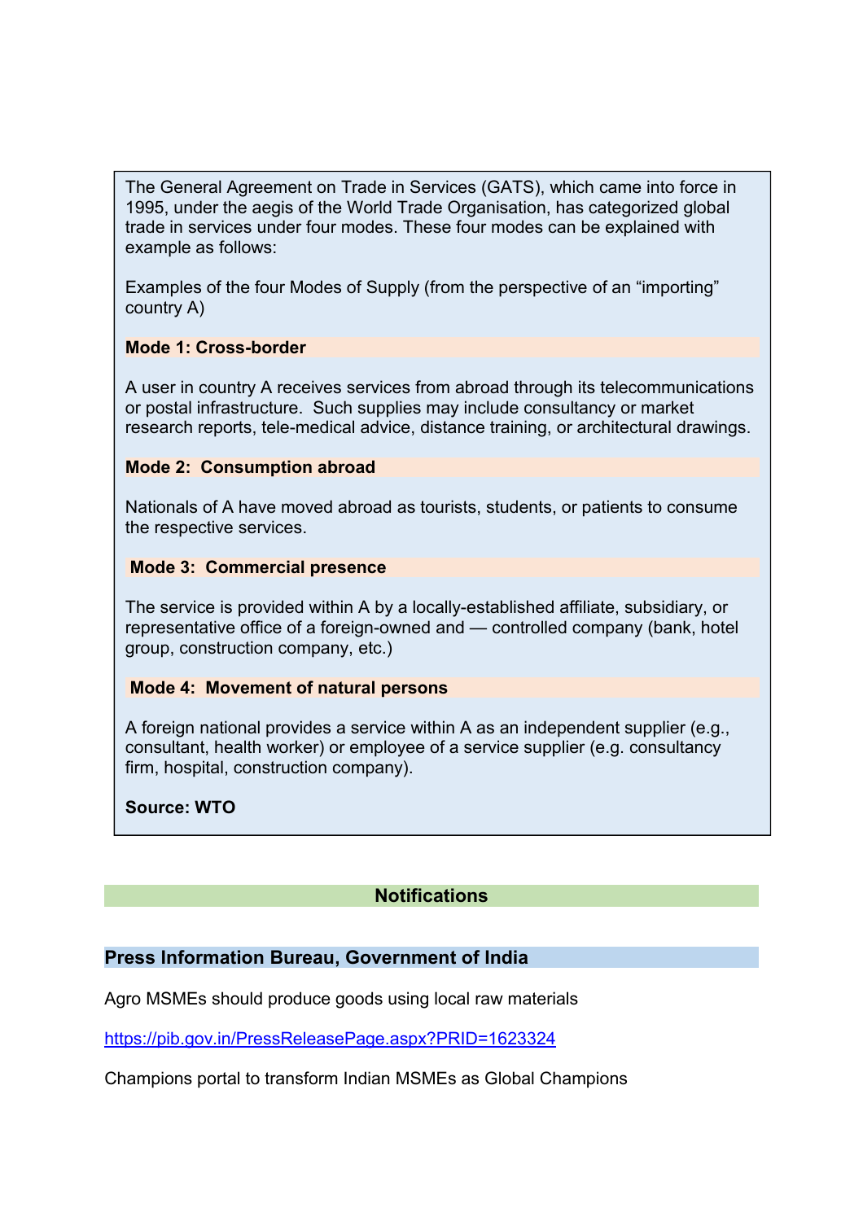The General Agreement on Trade in Services (GATS), which came into force in 1995, under the aegis of the World Trade Organisation, has categorized global trade in services under four modes. These four modes can be explained with example as follows:

Examples of the four Modes of Supply (from the perspective of an “importing” country A)

**Mode 1: Cross-border**

A user in country A receives services from abroad through its telecommunications or postal infrastructure. Such supplies may include consultancy or market research reports, tele-medical advice, distance training, or architectural drawings.

**Mode 2: Consumption abroad**

Nationals of A have moved abroad as tourists, students, or patients to consume the respective services.

**Mode 3: Commercial presence**

The service is provided within A by a locally-established affiliate, subsidiary, or representative office of a foreign-owned and — controlled company (bank, hotel group, construction company, etc.)

**Mode 4: Movement of natural persons**

A foreign national provides a service within A as an independent supplier (e.g., consultant, health worker) or employee of a service supplier (e.g. consultancy firm, hospital, construction company).

**Source: WTO**

## Notifications

### Press Information Bureau, Government of India

Agro MSMEs should produce goods using local raw materials

https://pib.gov.in/PressReleasePage.aspx?PRID=1623324

Champions portal to transform Indian MSMEs as Global Champions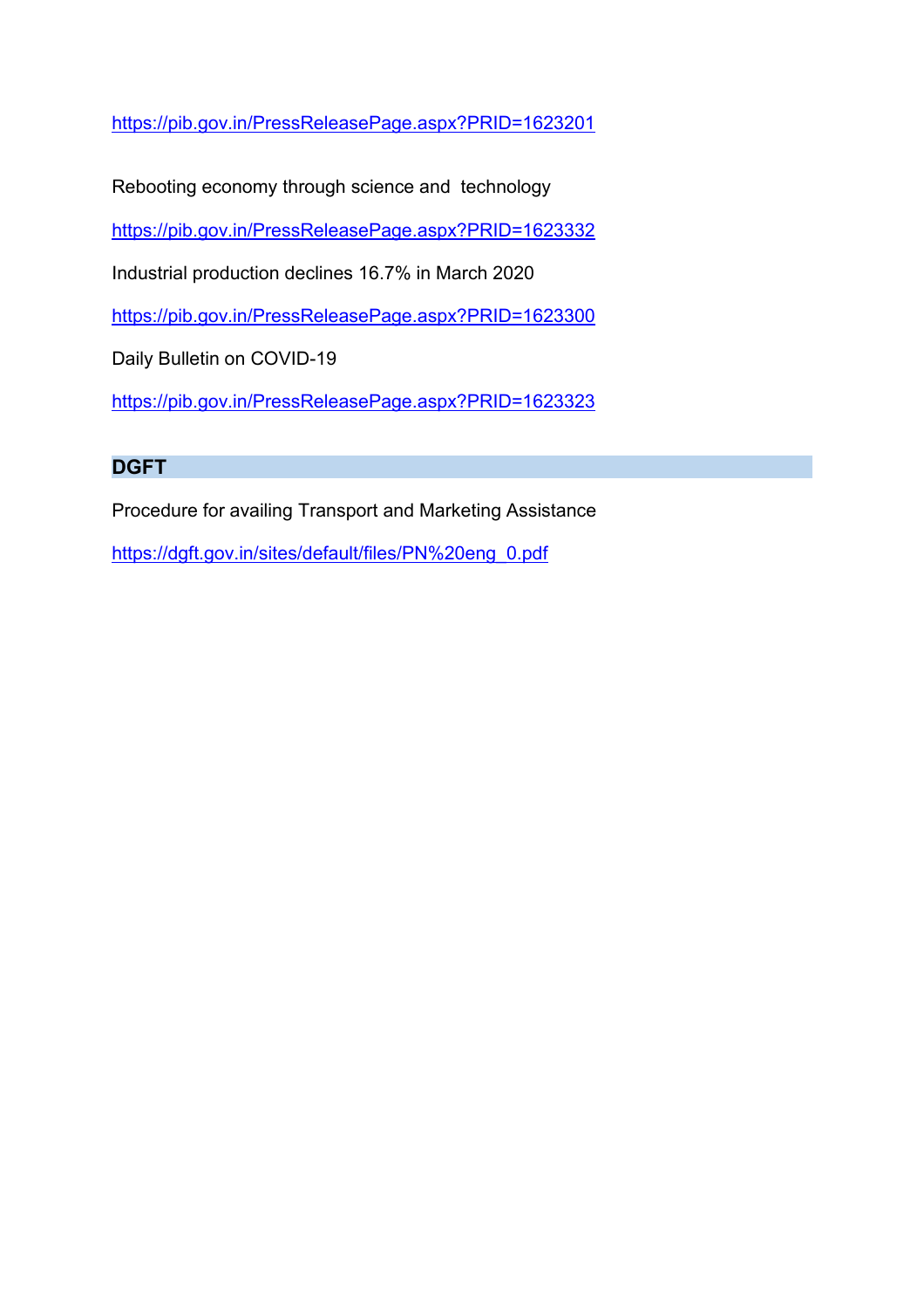https://pib.gov.in/PressReleasePage.aspx?PRID=1623201

Rebooting economy through science and technology

https://pib.gov.in/PressReleasePage.aspx?PRID=1623332

Industrial production declines 16.7% in March 2020

https://pib.gov.in/PressReleasePage.aspx?PRID=1623300

Daily Bulletin on COVID-19

https://pib.gov.in/PressReleasePage.aspx?PRID=1623323

## DGFT

Procedure for availing Transport and Marketing Assistance

https://dgft.gov.in/sites/default/files/PN%20eng_0.pdf